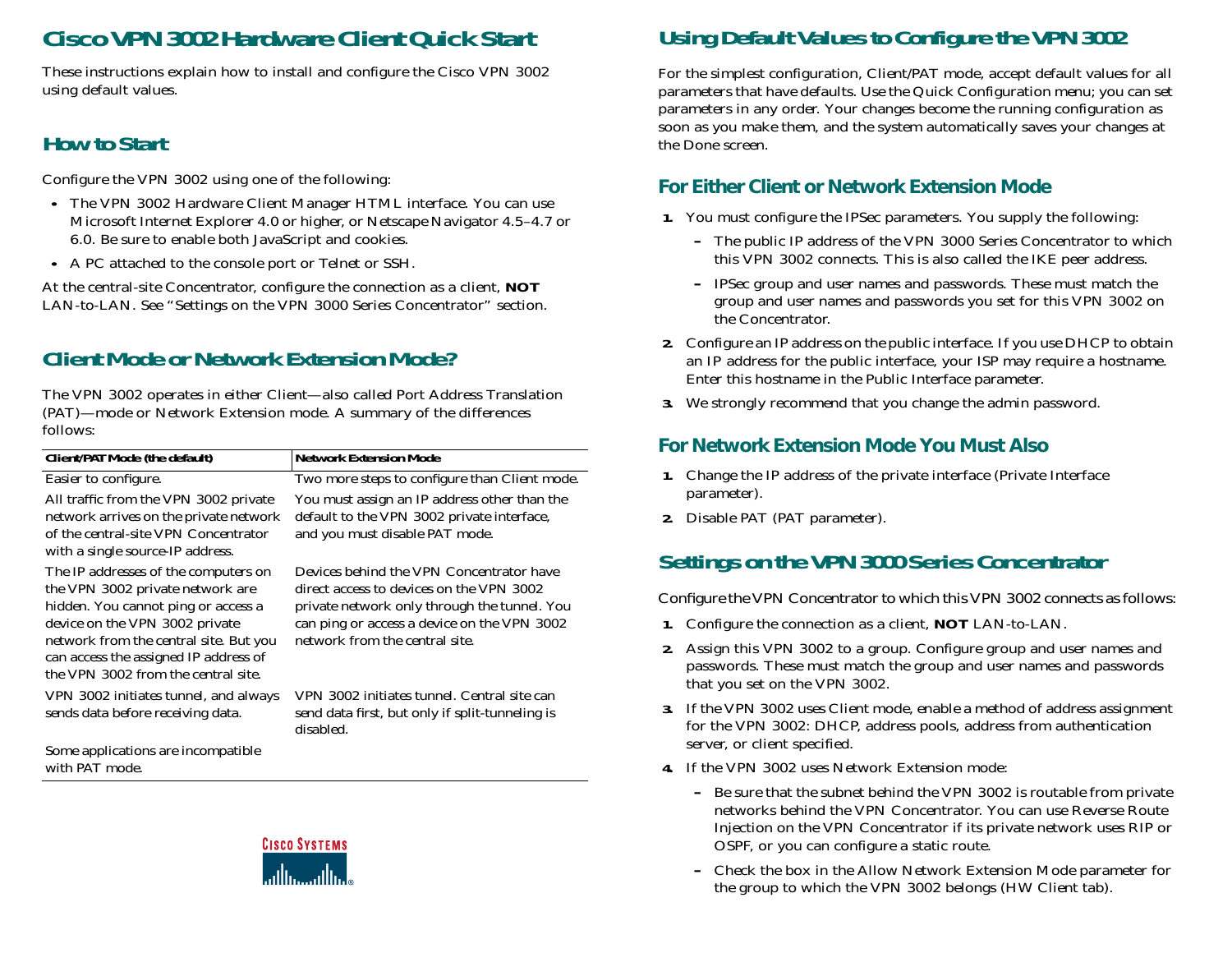# Cisco VPN 3002 Hardware Client Quick Start

These instructions explain how to install and configure the Cisco VPN 3002 using default values.

## How to Start

Configure the VPN 3002 using one of the following:

- The VPN 3002 Hardware Client Manager HTML interface. You can use Microsoft Internet Explorer 4.0 or higher, or Netscape Navigator 4.5–4.7 or 6.0. Be sure to enable both JavaScript and cookies.
- A PC attached to the console port or Telnet or SSH.

At the central-site Concentrator, configure the connection as a client, **NOT** LAN-to-LAN. See "Settings on the VPN 3000 Series Concentrator" section.

## Client Mode or Network Extension Mode?

The VPN 3002 operates in either Client—also called Port Address Translation (PAT)—mode or Network Extension mode. A summary of the differences follows:

| Client/PAT Mode (the default) | Network Extension Mode |
|---|---|
| Easier to configure. | Two more steps to configure than Client mode. |
| All traffic from the VPN 3002 private network arrives on the private network of the central-site VPN Concentrator with a single source-IP address. | You must assign an IP address other than the default to the VPN 3002 private interface, and you must disable PAT mode. |
| The IP addresses of the computers on the VPN 3002 private network are hidden. You cannot ping or access a device on the VPN 3002 private network from the central site. But you can access the assigned IP address of the VPN 3002 from the central site. | Devices behind the VPN Concentrator have direct access to devices on the VPN 3002 private network only through the tunnel. You can ping or access a device on the VPN 3002 network from the central site. |
| VPN 3002 initiates tunnel, and always sends data before receiving data. | VPN 3002 initiates tunnel. Central site can send data first, but only if split-tunneling is disabled. |
| Some applications are incompatible with PAT mode. | |

## Using Default Values to Configure the VPN 3002

For the simplest configuration, Client/PAT mode, accept default values for all parameters that have defaults. Use the Quick Configuration menu; you can set parameters in any order. Your changes become the running configuration as soon as you make them, and the system automatically saves your changes at the Done screen.

### For Either Client or Network Extension Mode

1. You must configure the IPSec parameters. You supply the following:
   - The public IP address of the VPN 3000 Series Concentrator to which this VPN 3002 connects. This is also called the IKE peer address.
   - IPSec group and user names and passwords. These must match the group and user names and passwords you set for this VPN 3002 on the Concentrator.
2. Configure an IP address on the public interface. If you use DHCP to obtain an IP address for the public interface, your ISP may require a hostname. Enter this hostname in the Public Interface parameter.
3. We strongly recommend that you change the admin password.

### For Network Extension Mode You Must Also

1. Change the IP address of the private interface (Private Interface parameter).
2. Disable PAT (PAT parameter).

## Settings on the VPN 3000 Series Concentrator

Configure the VPN Concentrator to which this VPN 3002 connects as follows:

1. Configure the connection as a client, **NOT** LAN-to-LAN.
2. Assign this VPN 3002 to a group. Configure group and user names and passwords. These must match the group and user names and passwords that you set on the VPN 3002.
3. If the VPN 3002 uses Client mode, enable a method of address assignment for the VPN 3002: DHCP, address pools, address from authentication server, or client specified.
4. If the VPN 3002 uses Network Extension mode:
   - Be sure that the subnet behind the VPN 3002 is routable from private networks behind the VPN Concentrator. You can use Reverse Route Injection on the VPN Concentrator if its private network uses RIP or OSPF, or you can configure a static route.
   - Check the box in the Allow Network Extension Mode parameter for the group to which the VPN 3002 belongs (HW Client tab).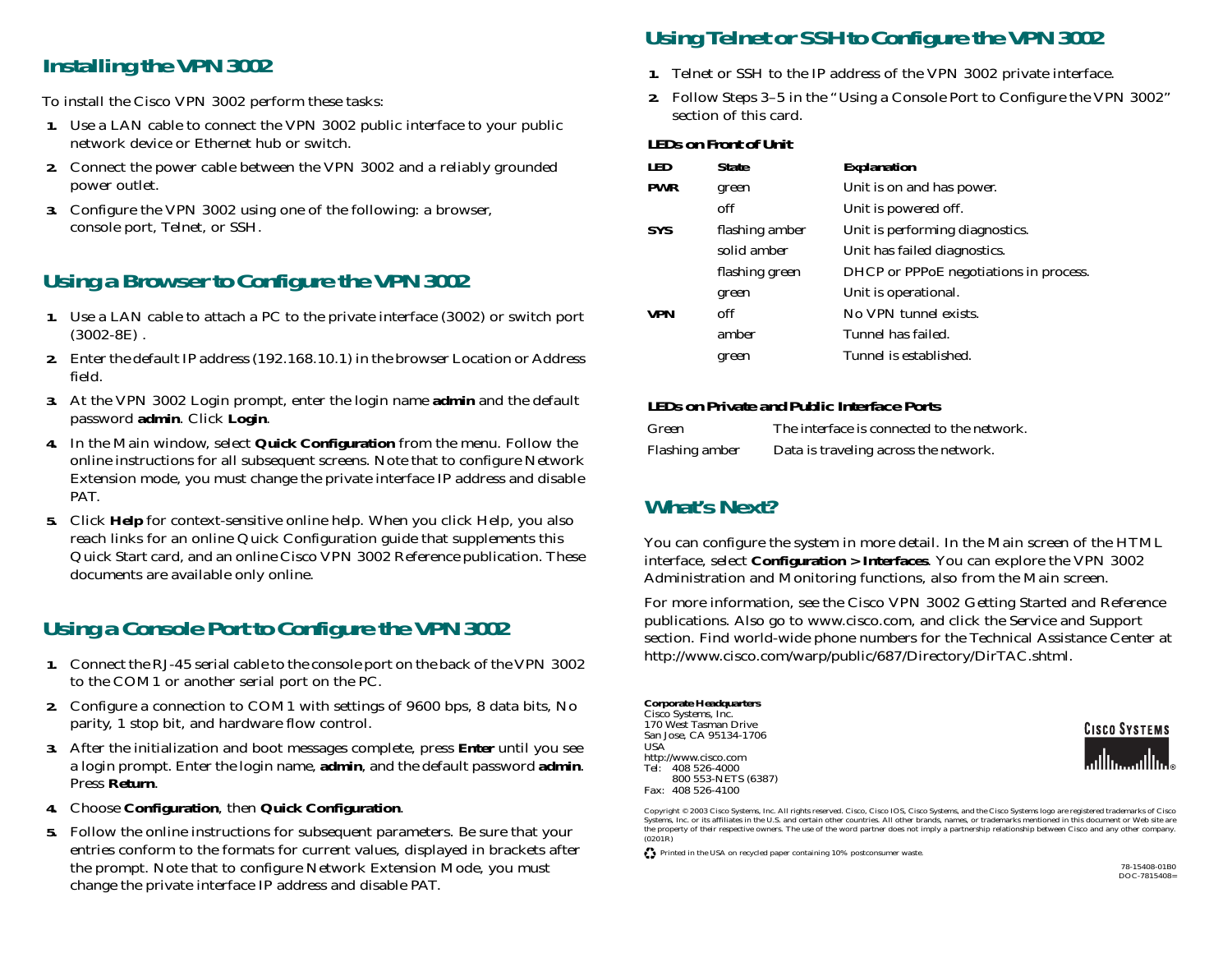## Installing the VPN 3002

To install the Cisco VPN 3002 perform these tasks:

1. Use a LAN cable to connect the VPN 3002 public interface to your public network device or Ethernet hub or switch.
2. Connect the power cable between the VPN 3002 and a reliably grounded power outlet.
3. Configure the VPN 3002 using one of the following: a browser, console port, Telnet, or SSH.

## Using a Browser to Configure the VPN 3002

1. Use a LAN cable to attach a PC to the private interface (3002) or switch port (3002-8E) .
2. Enter the default IP address (192.168.10.1) in the browser Location or Address field.
3. At the VPN 3002 Login prompt, enter the login name **admin** and the default password **admin**. Click **Login**.
4. In the Main window, select **Quick Configuration** from the menu. Follow the online instructions for all subsequent screens. Note that to configure Network Extension mode, you must change the private interface IP address and disable PAT.
5. Click **Help** for context-sensitive online help. When you click Help, you also reach links for an online Quick Configuration guide that supplements this Quick Start card, and an online Cisco VPN 3002 Reference publication. These documents are available only online.

## Using a Console Port to Configure the VPN 3002

1. Connect the RJ-45 serial cable to the console port on the back of the VPN 3002 to the COM 1 or another serial port on the PC.
2. Configure a connection to COM 1 with settings of 9600 bps, 8 data bits, No parity, 1 stop bit, and hardware flow control.
3. After the initialization and boot messages complete, press **Enter** until you see a login prompt. Enter the login name, **admin**, and the default password **admin**. Press **Return**.
4. Choose **Configuration**, then **Quick Configuration**.
5. Follow the online instructions for subsequent parameters. Be sure that your entries conform to the formats for current values, displayed in brackets after the prompt. Note that to configure Network Extension Mode, you must change the private interface IP address and disable PAT.

## Using Telnet or SSH to Configure the VPN 3002

1. Telnet or SSH to the IP address of the VPN 3002 private interface.
2. Follow Steps 3–5 in the "Using a Console Port to Configure the VPN 3002" section of this card.

**LEDs on Front of Unit**

| LED | State | Explanation |
|---|---|---|
| PWR | green | Unit is on and has power. |
| | off | Unit is powered off. |
| SYS | flashing amber | Unit is performing diagnostics. |
| | solid amber | Unit has failed diagnostics. |
| | flashing green | DHCP or PPPoE negotiations in process. |
| | green | Unit is operational. |
| VPN | off | No VPN tunnel exists. |
| | amber | Tunnel has failed. |
| | green | Tunnel is established. |

**LEDs on Private and Public Interface Ports**

| | |
|---|---|
| Green | The interface is connected to the network. |
| Flashing amber | Data is traveling across the network. |

## What's Next?

You can configure the system in more detail. In the Main screen of the HTML interface, select **Configuration > Interfaces**. You can explore the VPN 3002 Administration and Monitoring functions, also from the Main screen.

For more information, see the Cisco VPN 3002 Getting Started and Reference publications. Also go to www.cisco.com, and click the Service and Support section. Find world-wide phone numbers for the Technical Assistance Center at http://www.cisco.com/warp/public/687/Directory/DirTAC.shtml.

**Corporate Headquarters**
Cisco Systems, Inc.
170 West Tasman Drive
San Jose, CA 95134-1706
USA
http://www.cisco.com
Tel: 408 526-4000
800 553-NETS (6387)
Fax: 408 526-4100

CISCO SYSTEMS

Copyright © 2003 Cisco Systems, Inc. All rights reserved. Cisco, Cisco IOS, Cisco Systems, and the Cisco Systems logo are registered trademarks of Cisco Systems, Inc. or its affiliates in the U.S. and certain other countries. All other brands, names, or trademarks mentioned in this document or Web site are the property of their respective owners. The use of the word partner does not imply a partnership relationship between Cisco and any other company. (0201R)

Printed in the USA on recycled paper containing 10% postconsumer waste.

78-15408-01B0
DOC-7815408=